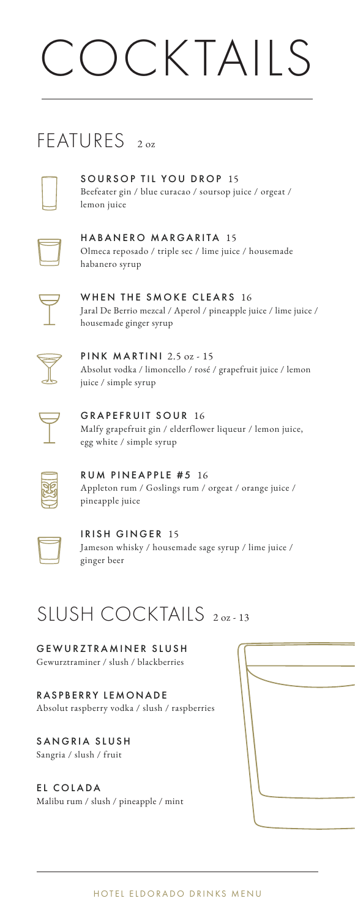# COCKTAILS

## FEATURES 2 oz

**SOURSOP TIL YOU DROP** 15
Beefeater gin / blue curacao / soursop juice / orgeat / lemon juice

**HABANERO MARGARITA** 15
Olmeca reposado / triple sec / lime juice / housemade habanero syrup

**WHEN THE SMOKE CLEARS** 16
Jaral De Berrio mezcal / Aperol / pineapple juice / lime juice / housemade ginger syrup

**PINK MARTINI** 2.5 oz - 15
Absolut vodka / limoncello / rosé / grapefruit juice / lemon juice / simple syrup

**GRAPEFRUIT SOUR** 16
Malfy grapefruit gin / elderflower liqueur / lemon juice, egg white / simple syrup

**RUM PINEAPPLE #5** 16
Appleton rum / Goslings rum / orgeat / orange juice / pineapple juice

**IRISH GINGER** 15
Jameson whisky / housemade sage syrup / lime juice / ginger beer

## SLUSH COCKTAILS 2 oz - 13

**GEWURZTRAMINER SLUSH**
Gewurztraminer / slush / blackberries

**RASPBERRY LEMONADE**
Absolut raspberry vodka / slush / raspberries

**SANGRIA SLUSH**
Sangria / slush / fruit

**EL COLADA**
Malibu rum / slush / pineapple / mint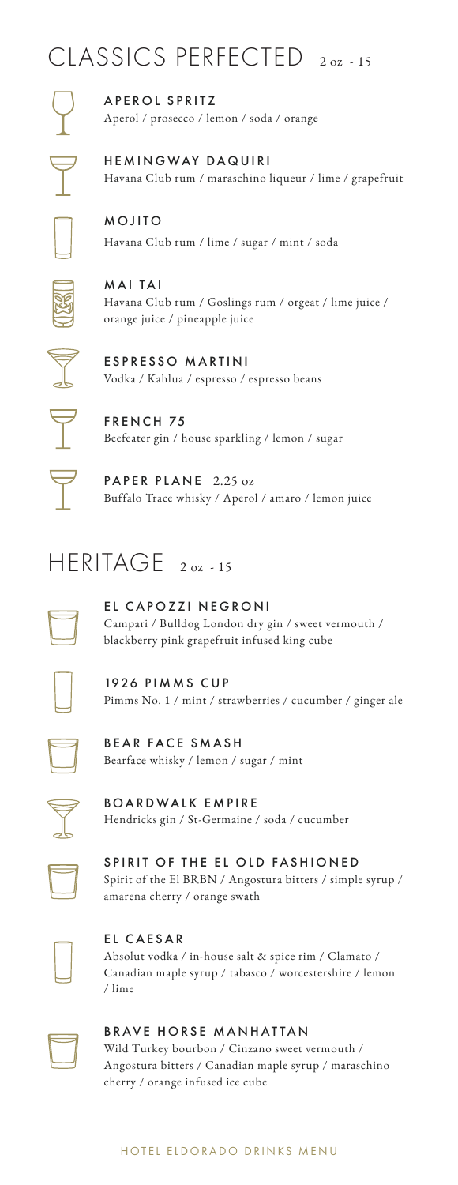# CLASSICS PERFECTED 2 oz - 15

**APEROL SPRITZ**
Aperol / prosecco / lemon / soda / orange

**HEMINGWAY DAQUIRI**
Havana Club rum / maraschino liqueur / lime / grapefruit

**MOJITO**
Havana Club rum / lime / sugar / mint / soda

**MAI TAI**
Havana Club rum / Goslings rum / orgeat / lime juice / orange juice / pineapple juice

**ESPRESSO MARTINI**
Vodka / Kahlua / espresso / espresso beans

**FRENCH 75**
Beefeater gin / house sparkling / lemon / sugar

**PAPER PLANE** 2.25 oz
Buffalo Trace whisky / Aperol / amaro / lemon juice

# HERITAGE 2 oz - 15

**EL CAPOZZI NEGRONI**
Campari / Bulldog London dry gin / sweet vermouth / blackberry pink grapefruit infused king cube

**1926 PIMMS CUP**
Pimms No. 1 / mint / strawberries / cucumber / ginger ale

**BEAR FACE SMASH**
Bearface whisky / lemon / sugar / mint

**BOARDWALK EMPIRE**
Hendricks gin / St-Germaine / soda / cucumber

**SPIRIT OF THE EL OLD FASHIONED**
Spirit of the El BRBN / Angostura bitters / simple syrup / amarena cherry / orange swath

**EL CAESAR**
Absolut vodka / in-house salt & spice rim / Clamato / Canadian maple syrup / tabasco / worcestershire / lemon / lime

**BRAVE HORSE MANHATTAN**
Wild Turkey bourbon / Cinzano sweet vermouth / Angostura bitters / Canadian maple syrup / maraschino cherry / orange infused ice cube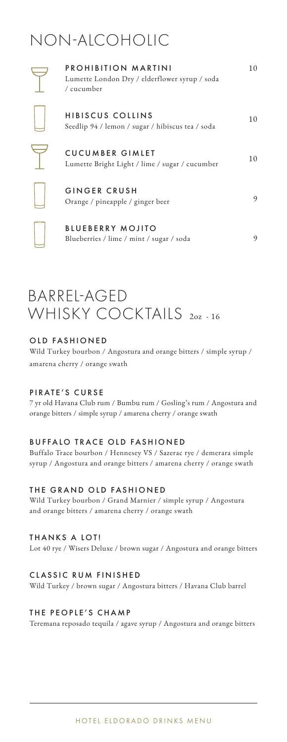# NON-ALCOHOLIC

**PROHIBITION MARTINI** 10
Lumette London Dry / elderflower syrup / soda / cucumber

**HIBISCUS COLLINS** 10
Seedlip 94 / lemon / sugar / hibiscus tea / soda

**CUCUMBER GIMLET** 10
Lumette Bright Light / lime / sugar / cucumber

**GINGER CRUSH** 9
Orange / pineapple / ginger beer

**BLUEBERRY MOJITO** 9
Blueberries / lime / mint / sugar / soda

# BARREL-AGED WHISKY COCKTAILS 2oz - 16

**OLD FASHIONED**
Wild Turkey bourbon / Angostura and orange bitters / simple syrup / amarena cherry / orange swath

**PIRATE'S CURSE**
7 yr old Havana Club rum / Bumbu rum / Gosling's rum / Angostura and orange bitters / simple syrup / amarena cherry / orange swath

**BUFFALO TRACE OLD FASHIONED**
Buffalo Trace bourbon / Hennesey VS / Sazerac rye / demerara simple syrup / Angostura and orange bitters / amarena cherry / orange swath

**THE GRAND OLD FASHIONED**
Wild Turkey bourbon / Grand Marnier / simple syrup / Angostura and orange bitters / amarena cherry / orange swath

**THANKS A LOT!**
Lot 40 rye / Wisers Deluxe / brown sugar / Angostura and orange bitters

**CLASSIC RUM FINISHED**
Wild Turkey / brown sugar / Angostura bitters / Havana Club barrel

**THE PEOPLE'S CHAMP**
Teremana reposado tequila / agave syrup / Angostura and orange bitters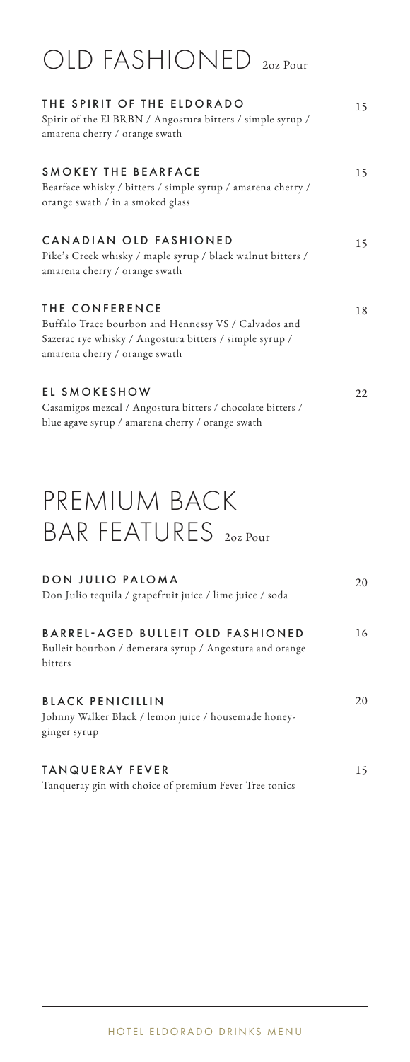# OLD FASHIONED 2oz Pour

### THE SPIRIT OF THE ELDORADO — 15
Spirit of the El BRBN / Angostura bitters / simple syrup / amarena cherry / orange swath

### SMOKEY THE BEARFACE — 15
Bearface whisky / bitters / simple syrup / amarena cherry / orange swath / in a smoked glass

### CANADIAN OLD FASHIONED — 15
Pike's Creek whisky / maple syrup / black walnut bitters / amarena cherry / orange swath

### THE CONFERENCE — 18
Buffalo Trace bourbon and Hennessy VS / Calvados and Sazerac rye whisky / Angostura bitters / simple syrup / amarena cherry / orange swath

### EL SMOKESHOW — 22
Casamigos mezcal / Angostura bitters / chocolate bitters / blue agave syrup / amarena cherry / orange swath

# PREMIUM BACK BAR FEATURES 2oz Pour

### DON JULIO PALOMA — 20
Don Julio tequila / grapefruit juice / lime juice / soda

### BARREL-AGED BULLEIT OLD FASHIONED — 16
Bulleit bourbon / demerara syrup / Angostura and orange bitters

### BLACK PENICILLIN — 20
Johnny Walker Black / lemon juice / housemade honey-ginger syrup

### TANQUERAY FEVER — 15
Tanqueray gin with choice of premium Fever Tree tonics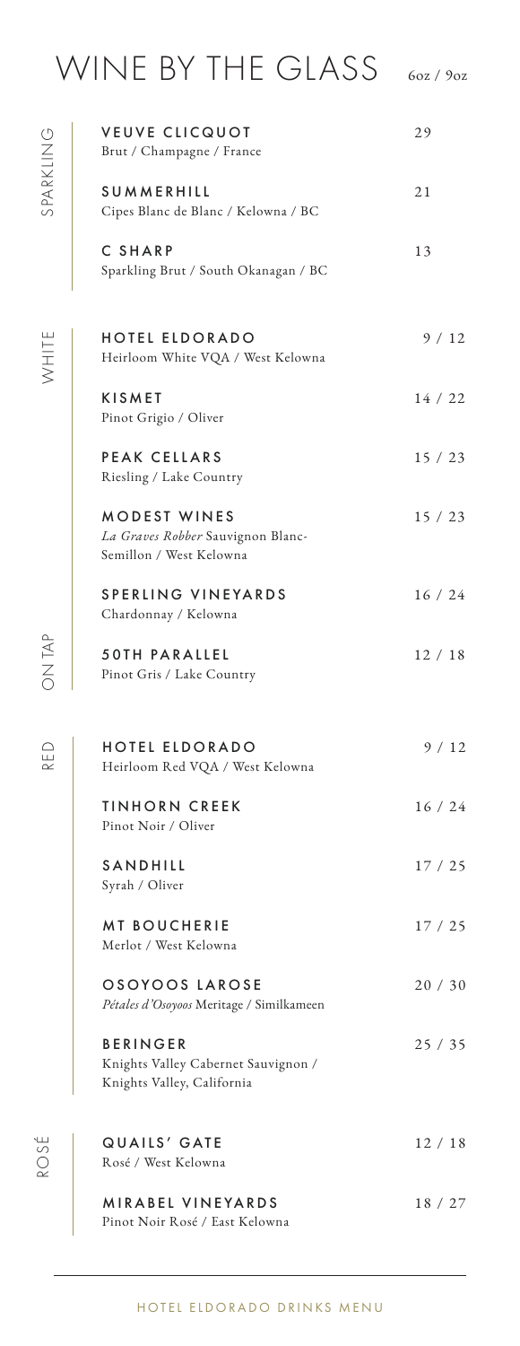# WINE BY THE GLASS

6oz / 9oz

## SPARKLING

**VEUVE CLICQUOT**
Brut / Champagne / France — 29

**SUMMERHILL**
Cipes Blanc de Blanc / Kelowna / BC — 21

**C SHARP**
Sparkling Brut / South Okanagan / BC — 13

## WHITE

**HOTEL ELDORADO**
Heirloom White VQA / West Kelowna — 9 / 12

**KISMET**
Pinot Grigio / Oliver — 14 / 22

**PEAK CELLARS**
Riesling / Lake Country — 15 / 23

**MODEST WINES**
*La Graves Robber* Sauvignon Blanc-Semillon / West Kelowna — 15 / 23

**SPERLING VINEYARDS**
Chardonnay / Kelowna — 16 / 24

## ON TAP

**50TH PARALLEL**
Pinot Gris / Lake Country — 12 / 18

## RED

**HOTEL ELDORADO**
Heirloom Red VQA / West Kelowna — 9 / 12

**TINHORN CREEK**
Pinot Noir / Oliver — 16 / 24

**SANDHILL**
Syrah / Oliver — 17 / 25

**MT BOUCHERIE**
Merlot / West Kelowna — 17 / 25

**OSOYOOS LAROSE**
*Pétales d'Osoyoos* Meritage / Similkameen — 20 / 30

**BERINGER**
Knights Valley Cabernet Sauvignon / Knights Valley, California — 25 / 35

## ROSÉ

**QUAILS' GATE**
Rosé / West Kelowna — 12 / 18

**MIRABEL VINEYARDS**
Pinot Noir Rosé / East Kelowna — 18 / 27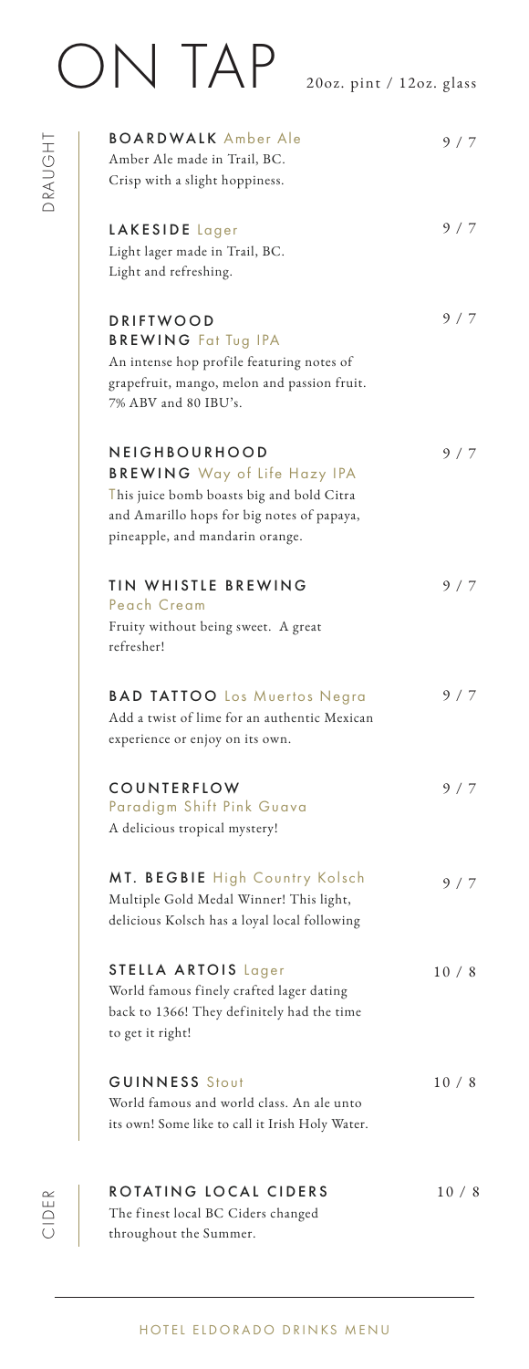# ON TAP

20oz. pint / 12oz. glass

## DRAUGHT

**BOARDWALK** Amber Ale — 9 / 7
Amber Ale made in Trail, BC.
Crisp with a slight hoppiness.

**LAKESIDE** Lager — 9 / 7
Light lager made in Trail, BC.
Light and refreshing.

**DRIFTWOOD BREWING** Fat Tug IPA — 9 / 7
An intense hop profile featuring notes of grapefruit, mango, melon and passion fruit.
7% ABV and 80 IBU's.

**NEIGHBOURHOOD BREWING** Way of Life Hazy IPA — 9 / 7
This juice bomb boasts big and bold Citra and Amarillo hops for big notes of papaya, pineapple, and mandarin orange.

**TIN WHISTLE BREWING** Peach Cream — 9 / 7
Fruity without being sweet. A great refresher!

**BAD TATTOO** Los Muertos Negra — 9 / 7
Add a twist of lime for an authentic Mexican experience or enjoy on its own.

**COUNTERFLOW** Paradigm Shift Pink Guava — 9 / 7
A delicious tropical mystery!

**MT. BEGBIE** High Country Kolsch — 9 / 7
Multiple Gold Medal Winner! This light, delicious Kolsch has a loyal local following

**STELLA ARTOIS** Lager — 10 / 8
World famous finely crafted lager dating back to 1366! They definitely had the time to get it right!

**GUINNESS** Stout — 10 / 8
World famous and world class. An ale unto its own! Some like to call it Irish Holy Water.

## CIDER

**ROTATING LOCAL CIDERS** — 10 / 8
The finest local BC Ciders changed throughout the Summer.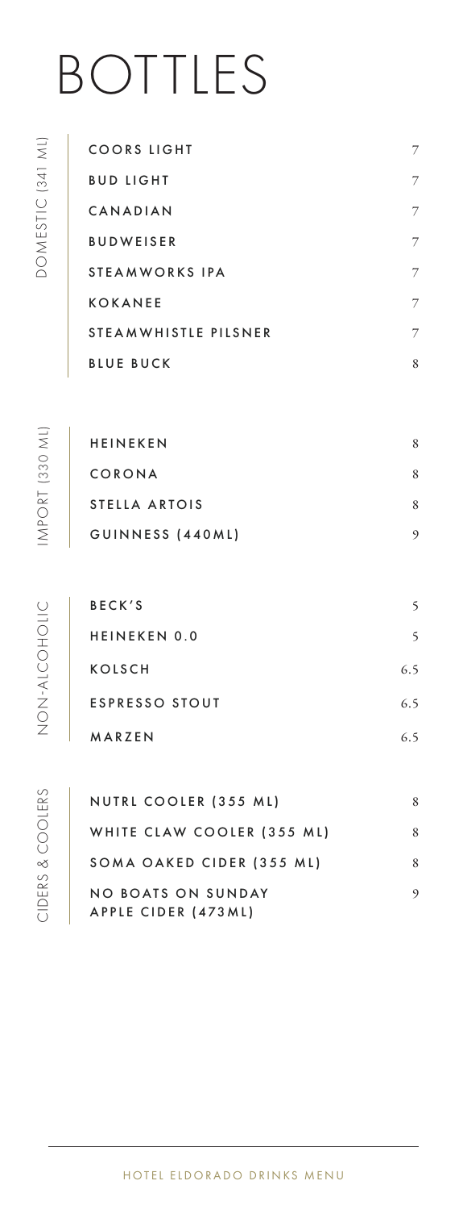# BOTTLES

## DOMESTIC (341 ML)

| Item | Price |
| --- | --- |
| COORS LIGHT | 7 |
| BUD LIGHT | 7 |
| CANADIAN | 7 |
| BUDWEISER | 7 |
| STEAMWORKS IPA | 7 |
| KOKANEE | 7 |
| STEAMWHISTLE PILSNER | 7 |
| BLUE BUCK | 8 |

## IMPORT (330 ML)

| Item | Price |
| --- | --- |
| HEINEKEN | 8 |
| CORONA | 8 |
| STELLA ARTOIS | 8 |
| GUINNESS (440ML) | 9 |

## NON-ALCOHOLIC

| Item | Price |
| --- | --- |
| BECK'S | 5 |
| HEINEKEN 0.0 | 5 |
| KOLSCH | 6.5 |
| ESPRESSO STOUT | 6.5 |
| MARZEN | 6.5 |

## CIDERS & COOLERS

| Item | Price |
| --- | --- |
| NUTRL COOLER (355 ML) | 8 |
| WHITE CLAW COOLER (355 ML) | 8 |
| SOMA OAKED CIDER (355 ML) | 8 |
| NO BOATS ON SUNDAY APPLE CIDER (473ML) | 9 |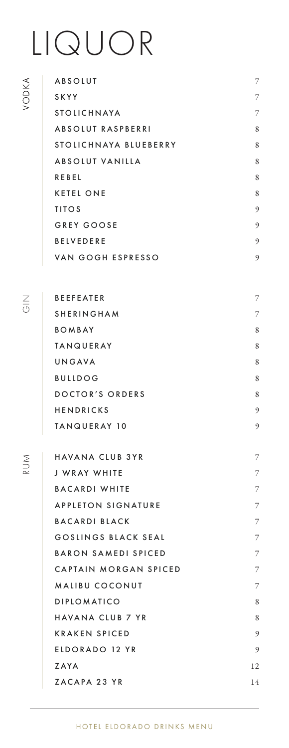# LIQUOR

## VODKA

| Item | Price |
|---|---|
| ABSOLUT | 7 |
| SKYY | 7 |
| STOLICHNAYA | 7 |
| ABSOLUT RASPBERRI | 8 |
| STOLICHNAYA BLUEBERRY | 8 |
| ABSOLUT VANILLA | 8 |
| REBEL | 8 |
| KETEL ONE | 8 |
| TITOS | 9 |
| GREY GOOSE | 9 |
| BELVEDERE | 9 |
| VAN GOGH ESPRESSO | 9 |

## GIN

| Item | Price |
|---|---|
| BEEFEATER | 7 |
| SHERINGHAM | 7 |
| BOMBAY | 8 |
| TANQUERAY | 8 |
| UNGAVA | 8 |
| BULLDOG | 8 |
| DOCTOR'S ORDERS | 8 |
| HENDRICKS | 9 |
| TANQUERAY 10 | 9 |

## RUM

| Item | Price |
|---|---|
| HAVANA CLUB 3YR | 7 |
| J WRAY WHITE | 7 |
| BACARDI WHITE | 7 |
| APPLETON SIGNATURE | 7 |
| BACARDI BLACK | 7 |
| GOSLINGS BLACK SEAL | 7 |
| BARON SAMEDI SPICED | 7 |
| CAPTAIN MORGAN SPICED | 7 |
| MALIBU COCONUT | 7 |
| DIPLOMATICO | 8 |
| HAVANA CLUB 7 YR | 8 |
| KRAKEN SPICED | 9 |
| ELDORADO 12 YR | 9 |
| ZAYA | 12 |
| ZACAPA 23 YR | 14 |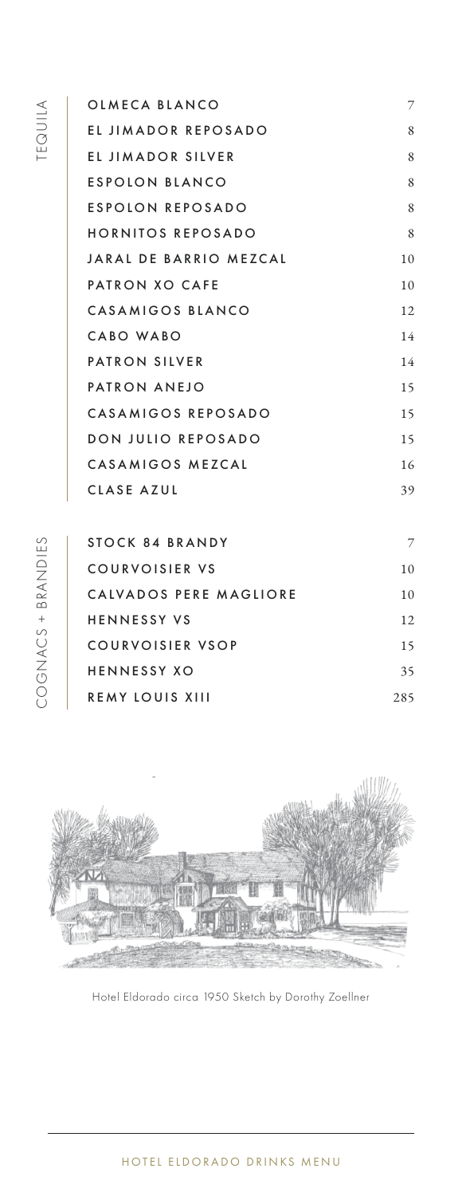## TEQUILA

| Item | Price |
|---|---|
| OLMECA BLANCO | 7 |
| EL JIMADOR REPOSADO | 8 |
| EL JIMADOR SILVER | 8 |
| ESPOLON BLANCO | 8 |
| ESPOLON REPOSADO | 8 |
| HORNITOS REPOSADO | 8 |
| JARAL DE BARRIO MEZCAL | 10 |
| PATRON XO CAFE | 10 |
| CASAMIGOS BLANCO | 12 |
| CABO WABO | 14 |
| PATRON SILVER | 14 |
| PATRON ANEJO | 15 |
| CASAMIGOS REPOSADO | 15 |
| DON JULIO REPOSADO | 15 |
| CASAMIGOS MEZCAL | 16 |
| CLASE AZUL | 39 |

## COGNACS + BRANDIES

| Item | Price |
|---|---|
| STOCK 84 BRANDY | 7 |
| COURVOISIER VS | 10 |
| CALVADOS PERE MAGLIORE | 10 |
| HENNESSY VS | 12 |
| COURVOISIER VSOP | 15 |
| HENNESSY XO | 35 |
| REMY LOUIS XIII | 285 |

Hotel Eldorado circa 1950 Sketch by Dorothy Zoellner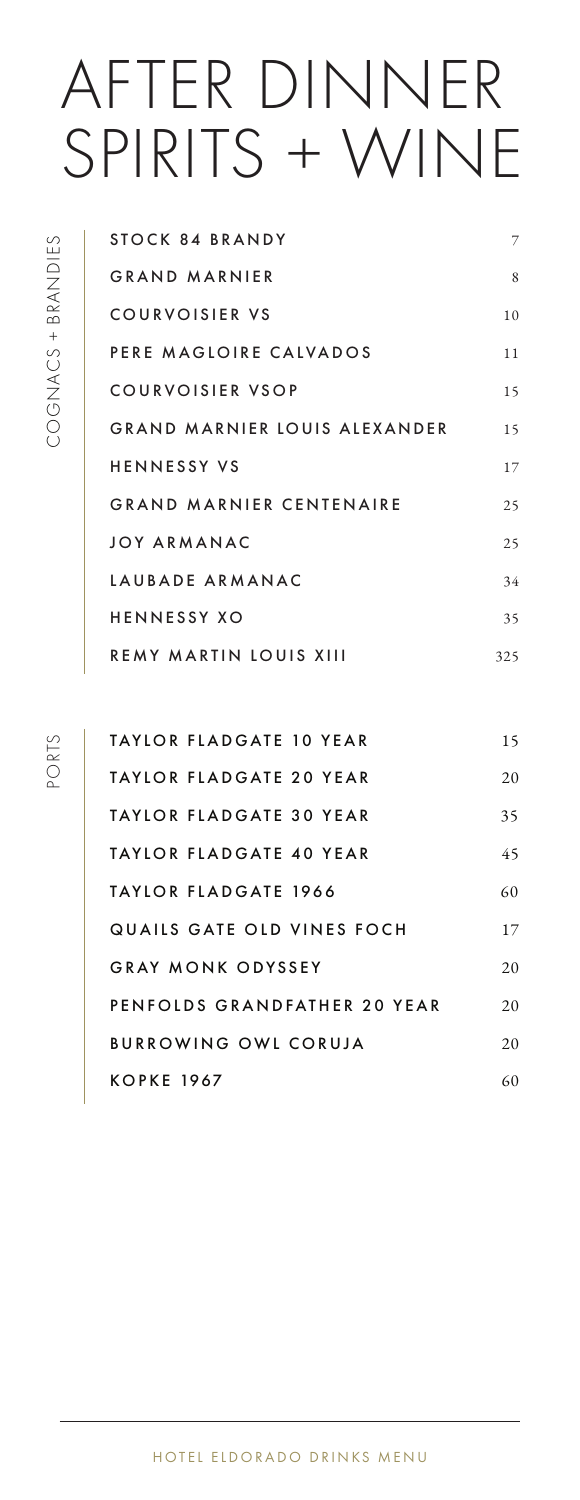# AFTER DINNER SPIRITS + WINE

## COGNACS + BRANDIES

| | |
|---|---|
| STOCK 84 BRANDY | 7 |
| GRAND MARNIER | 8 |
| COURVOISIER VS | 10 |
| PERE MAGLOIRE CALVADOS | 11 |
| COURVOISIER VSOP | 15 |
| GRAND MARNIER LOUIS ALEXANDER | 15 |
| HENNESSY VS | 17 |
| GRAND MARNIER CENTENAIRE | 25 |
| JOY ARMANAC | 25 |
| LAUBADE ARMANAC | 34 |
| HENNESSY XO | 35 |
| REMY MARTIN LOUIS XIII | 325 |

## PORTS

| | |
|---|---|
| TAYLOR FLADGATE 10 YEAR | 15 |
| TAYLOR FLADGATE 20 YEAR | 20 |
| TAYLOR FLADGATE 30 YEAR | 35 |
| TAYLOR FLADGATE 40 YEAR | 45 |
| TAYLOR FLADGATE 1966 | 60 |
| QUAILS GATE OLD VINES FOCH | 17 |
| GRAY MONK ODYSSEY | 20 |
| PENFOLDS GRANDFATHER 20 YEAR | 20 |
| BURROWING OWL CORUJA | 20 |
| KOPKE 1967 | 60 |